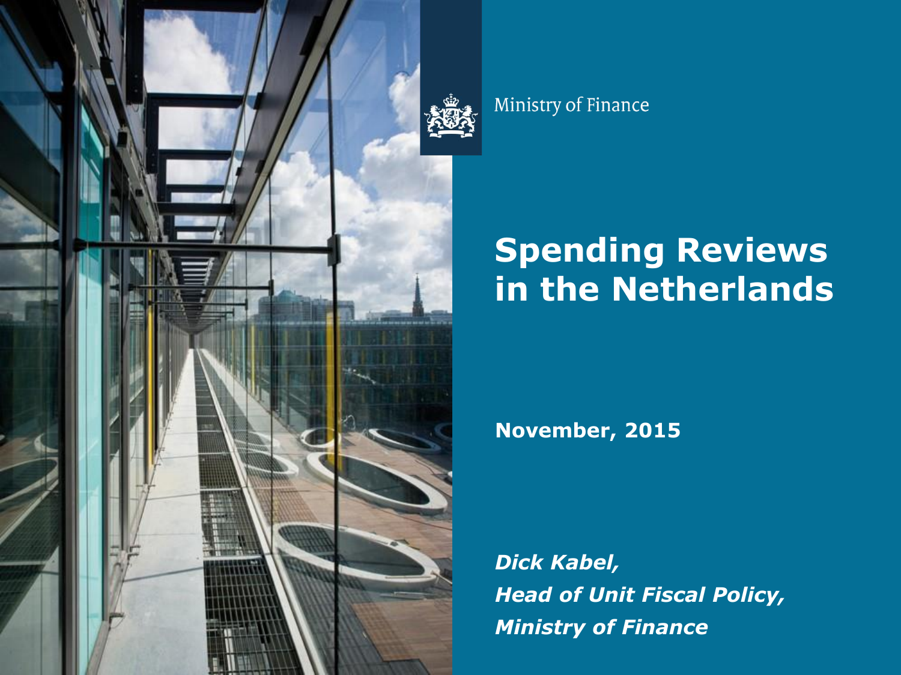Ministry of Finance

# Spending Reviews in the Netherlands

**November, 2015**

***Dick Kabel,***
***Head of Unit Fiscal Policy,***
***Ministry of Finance***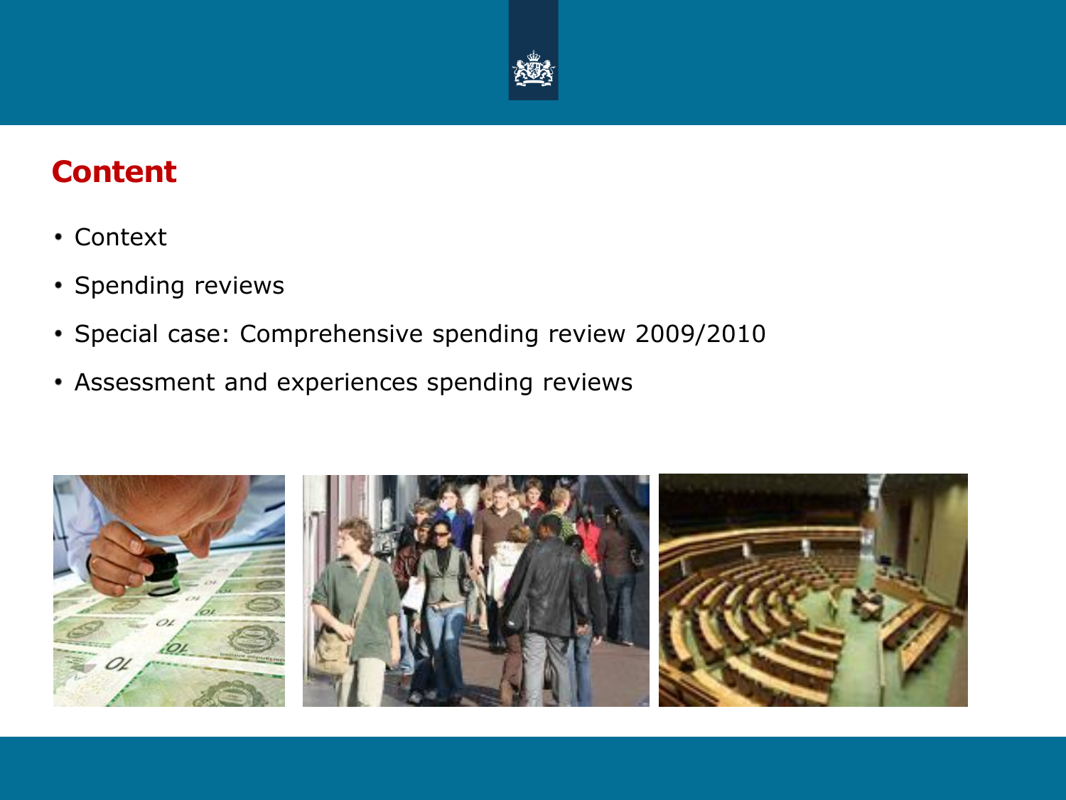# Content

- Context
- Spending reviews
- Special case: Comprehensive spending review 2009/2010
- Assessment and experiences spending reviews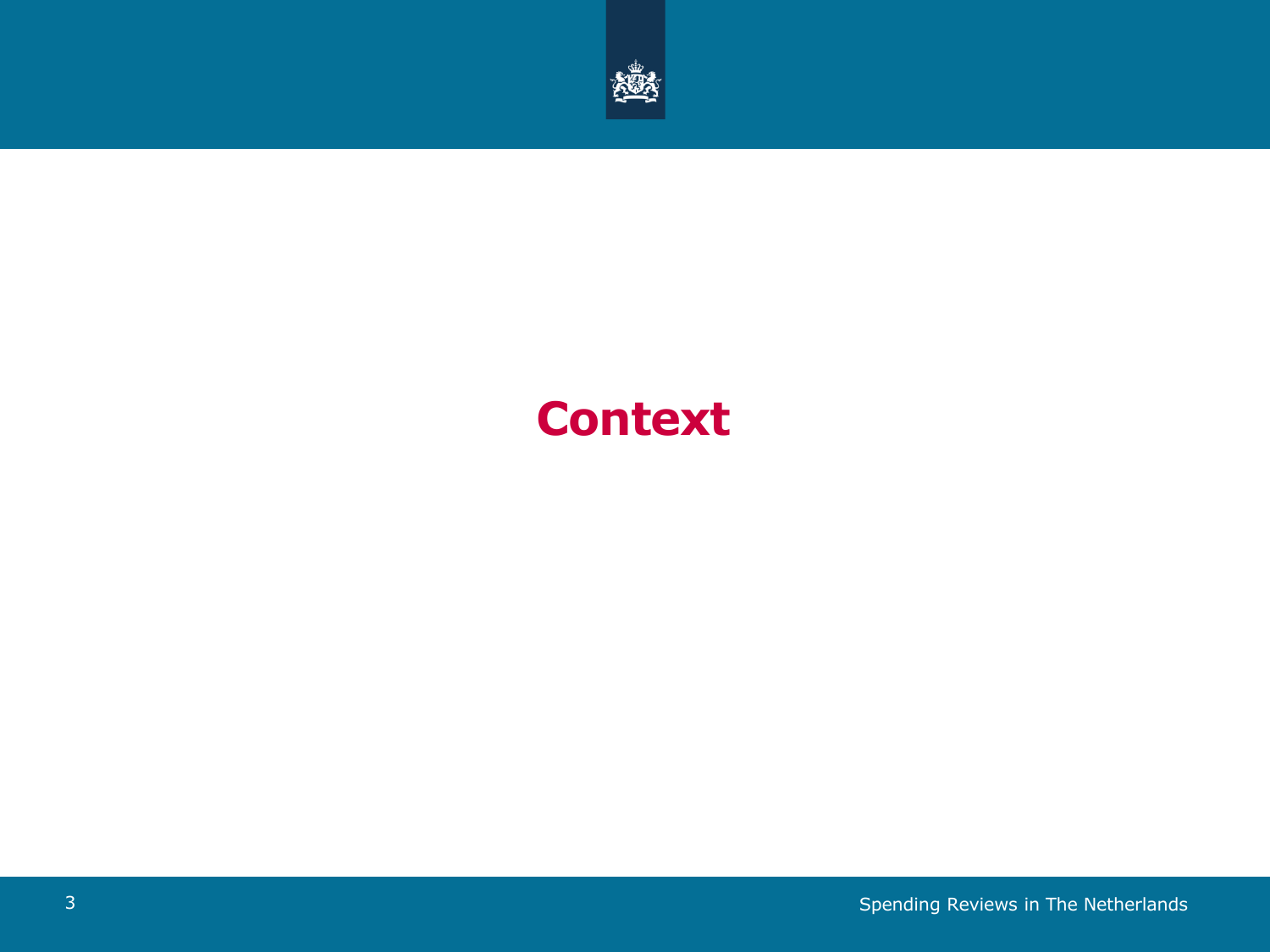# Context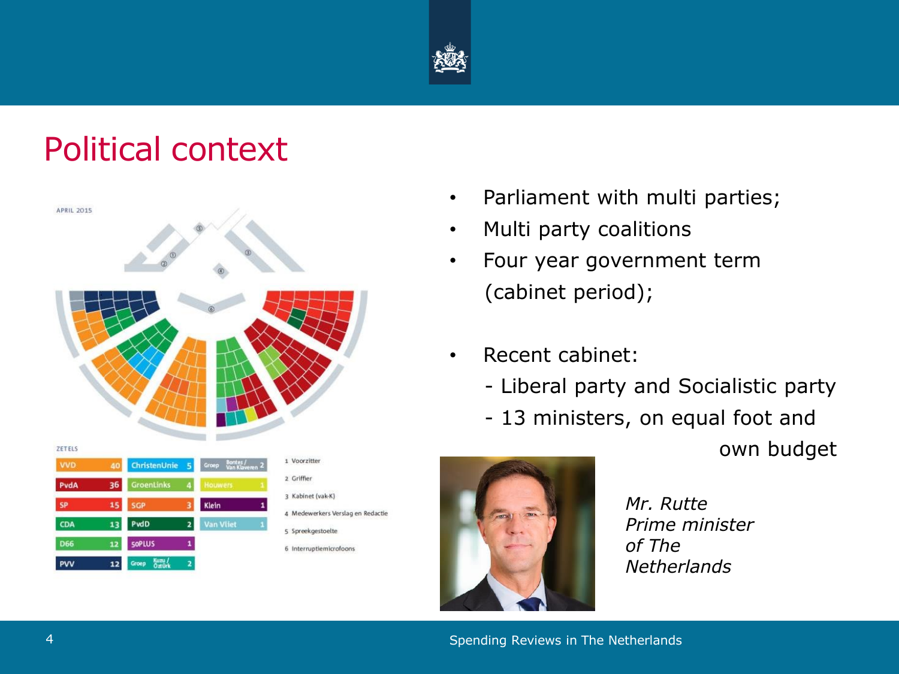# Political context

APRIL 2015

ZETELS

| | | | | | |
|---|---|---|---|---|---|
| VVD | 40 | ChristenUnie | 5 | Groep Bontes / Van Klaveren | 2 |
| PvdA | 36 | GroenLinks | 4 | Houwers | 1 |
| SP | 15 | SGP | 3 | Klein | 1 |
| CDA | 13 | PvdD | 2 | Van Vliet | 1 |
| D66 | 12 | 50PLUS | 1 | | |
| PVV | 12 | Groep Kuzu / Öztürk | 2 | | |

1 Voorzitter
2 Griffier
3 Kabinet (vak-K)
4 Medewerkers Verslag en Redactie
5 Spreekgestoelte
6 Interruptiemicrofoons

- Parliament with multi parties;
- Multi party coalitions
- Four year government term (cabinet period);
- Recent cabinet:
  - Liberal party and Socialistic party
  - 13 ministers, on equal foot and own budget

*Mr. Rutte Prime minister of The Netherlands*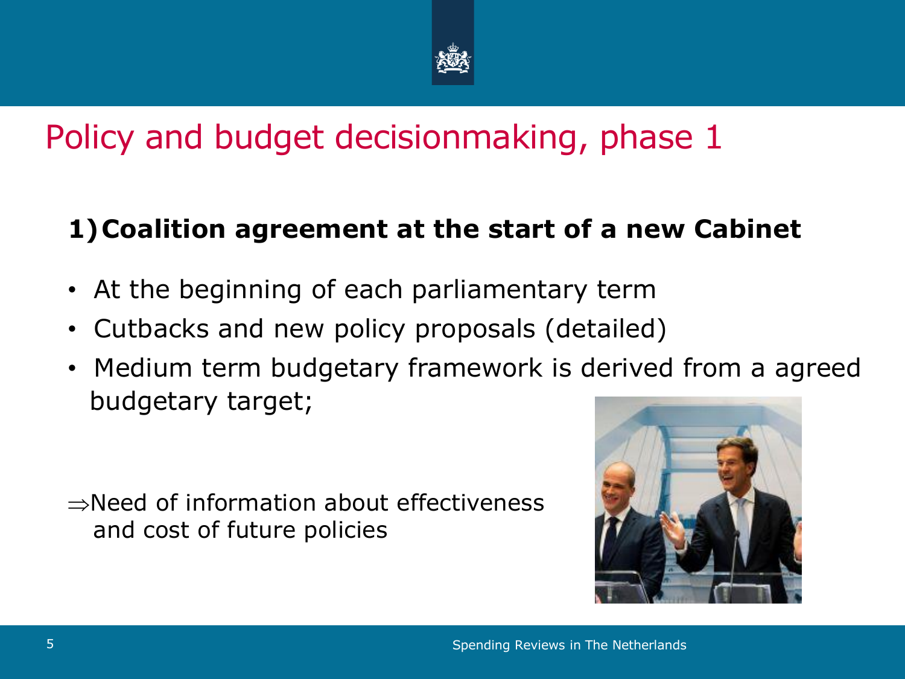# Policy and budget decisionmaking, phase 1

## 1) Coalition agreement at the start of a new Cabinet

- At the beginning of each parliamentary term
- Cutbacks and new policy proposals (detailed)
- Medium term budgetary framework is derived from a agreed budgetary target;

⇒Need of information about effectiveness and cost of future policies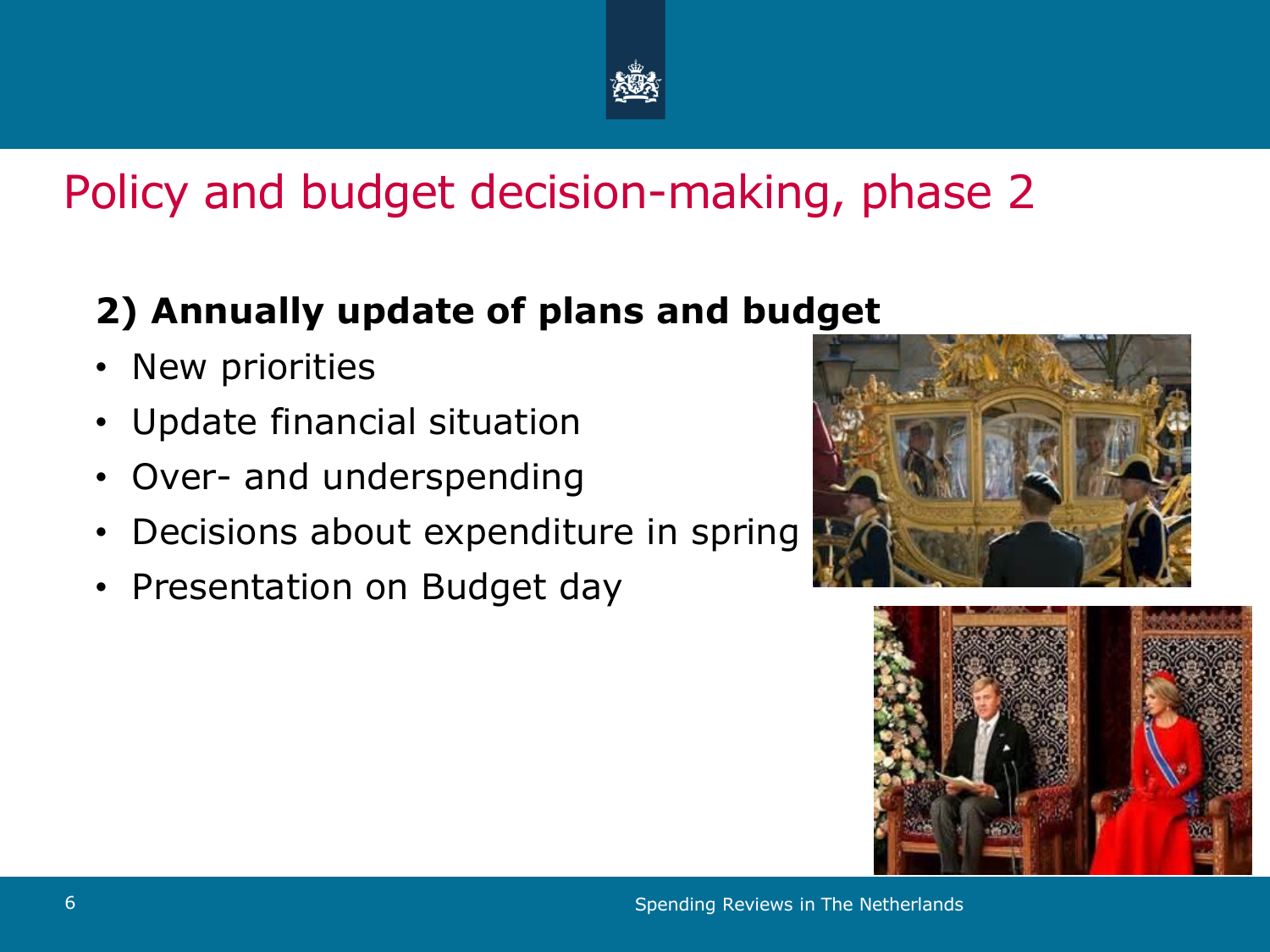# Policy and budget decision-making, phase 2

**2) Annually update of plans and budget**

- New priorities
- Update financial situation
- Over- and underspending
- Decisions about expenditure in spring
- Presentation on Budget day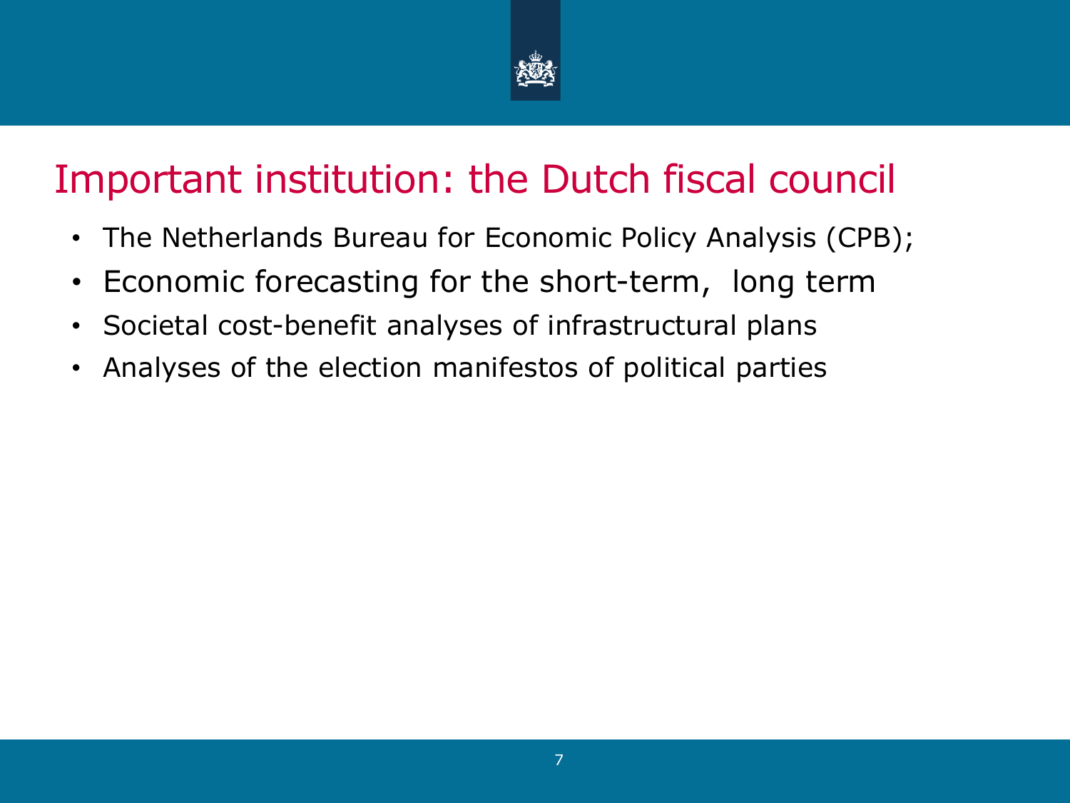# Important institution: the Dutch fiscal council

- The Netherlands Bureau for Economic Policy Analysis (CPB);
- Economic forecasting for the short-term, long term
- Societal cost-benefit analyses of infrastructural plans
- Analyses of the election manifestos of political parties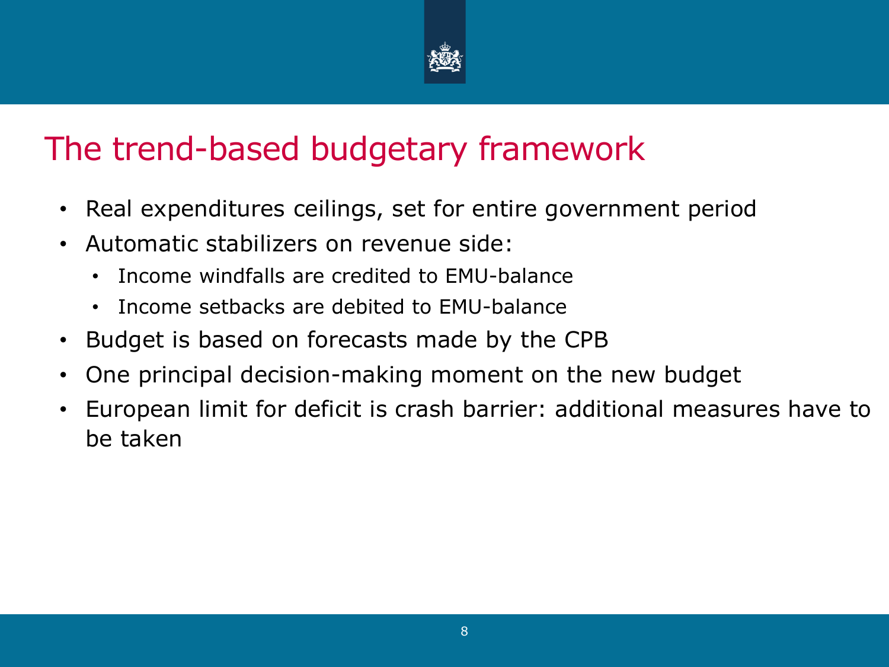# The trend-based budgetary framework

- Real expenditures ceilings, set for entire government period
- Automatic stabilizers on revenue side:
  - Income windfalls are credited to EMU-balance
  - Income setbacks are debited to EMU-balance
- Budget is based on forecasts made by the CPB
- One principal decision-making moment on the new budget
- European limit for deficit is crash barrier: additional measures have to be taken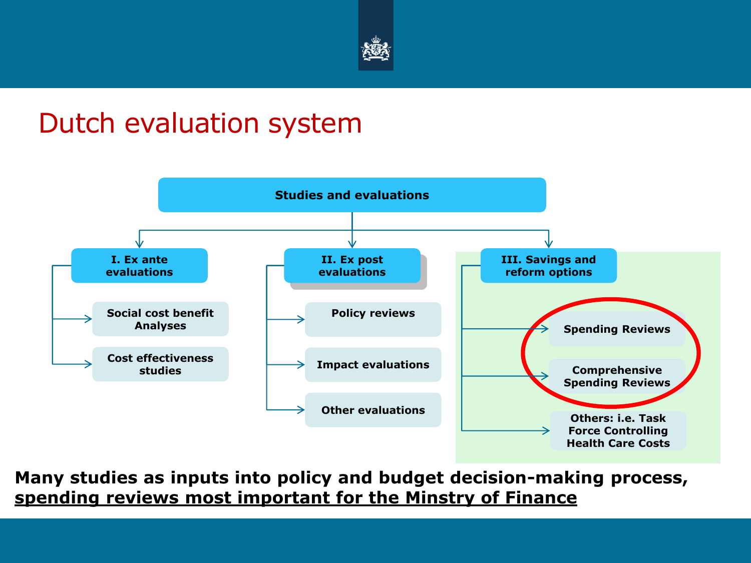# Dutch evaluation system

- **Studies and evaluations**
  - **I. Ex ante evaluations**
    - Social cost benefit Analyses
    - Cost effectiveness studies
  - **II. Ex post evaluations**
    - Policy reviews
    - Impact evaluations
    - Other evaluations
  - **III. Savings and reform options**
    - Spending Reviews
    - Comprehensive Spending Reviews
    - Others: i.e. Task Force Controlling Health Care Costs

**Many studies as inputs into policy and budget decision-making process, spending reviews most important for the Minstry of Finance**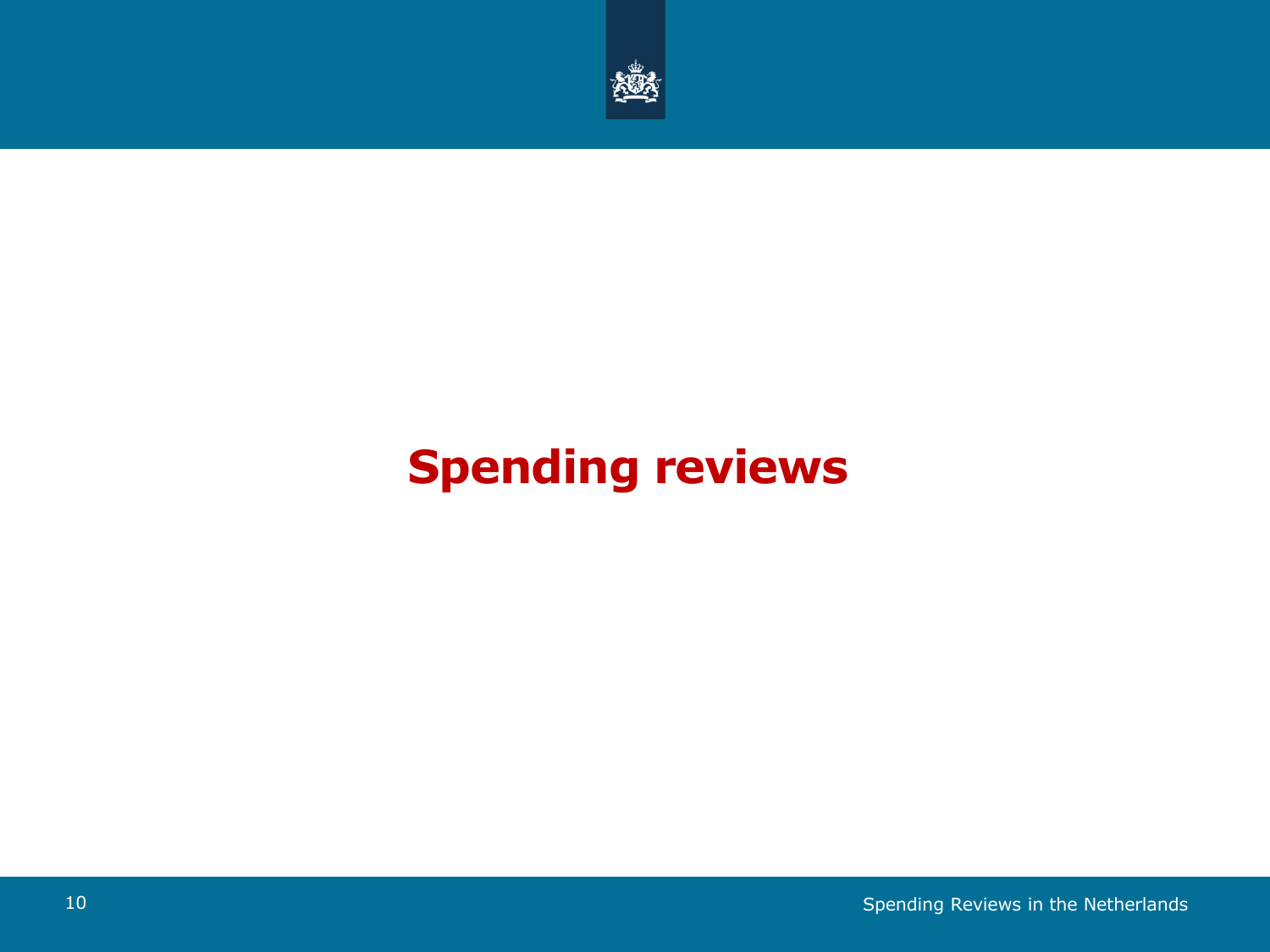# Spending reviews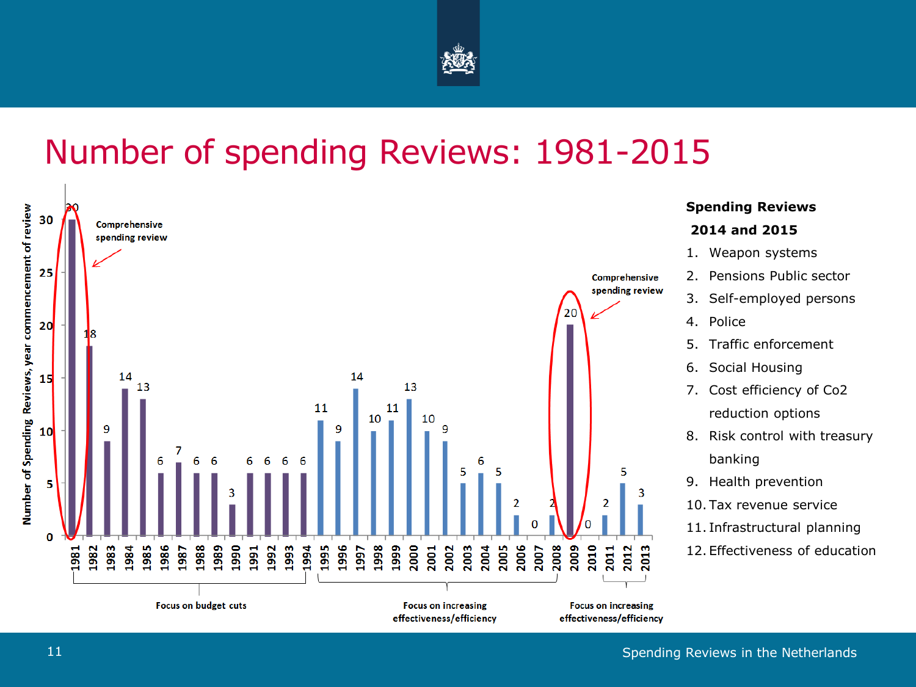# Number of spending Reviews: 1981-2015

| Year | Number of Spending Reviews, year commencement of review |
|---|---|
| 1981 | 30 |
| 1982 | 18 |
| 1983 | 9 |
| 1984 | 14 |
| 1985 | 13 |
| 1986 | 6 |
| 1987 | 7 |
| 1988 | 6 |
| 1989 | 6 |
| 1990 | 3 |
| 1991 | 6 |
| 1992 | 6 |
| 1993 | 6 |
| 1994 | 6 |
| 1995 | 11 |
| 1996 | 9 |
| 1997 | 14 |
| 1998 | 10 |
| 1999 | 11 |
| 2000 | 13 |
| 2001 | 10 |
| 2002 | 9 |
| 2003 | 5 |
| 2004 | 6 |
| 2005 | 5 |
| 2006 | 2 |
| 2007 | 0 |
| 2008 | 2 |
| 2009 | 20 |
| 2010 | 0 |
| 2011 | 2 |
| 2012 | 5 |
| 2013 | 3 |

Comprehensive spending review (1981)

Comprehensive spending review (2009)

1981–1994: Focus on budget cuts

1995–2008: Focus on increasing effectiveness/efficiency

2011–2013: Focus on increasing effectiveness/efficiency

**Spending Reviews 2014 and 2015**

1. Weapon systems
2. Pensions Public sector
3. Self-employed persons
4. Police
5. Traffic enforcement
6. Social Housing
7. Cost efficiency of Co2 reduction options
8. Risk control with treasury banking
9. Health prevention
10. Tax revenue service
11. Infrastructural planning
12. Effectiveness of education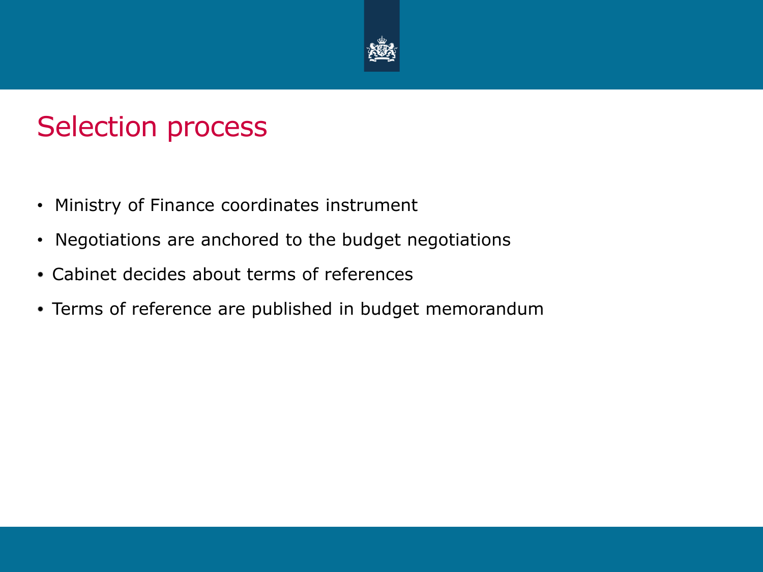# Selection process

- Ministry of Finance coordinates instrument
- Negotiations are anchored to the budget negotiations
- Cabinet decides about terms of references
- Terms of reference are published in budget memorandum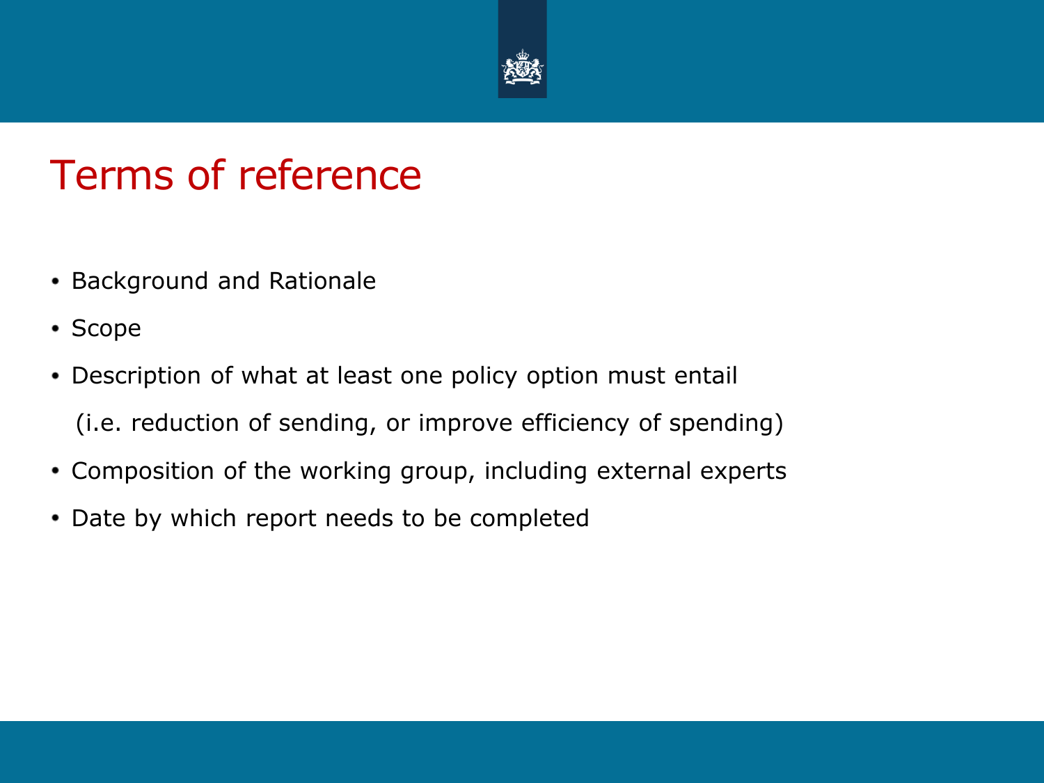# Terms of reference

- Background and Rationale
- Scope
- Description of what at least one policy option must entail

  (i.e. reduction of sending, or improve efficiency of spending)
- Composition of the working group, including external experts
- Date by which report needs to be completed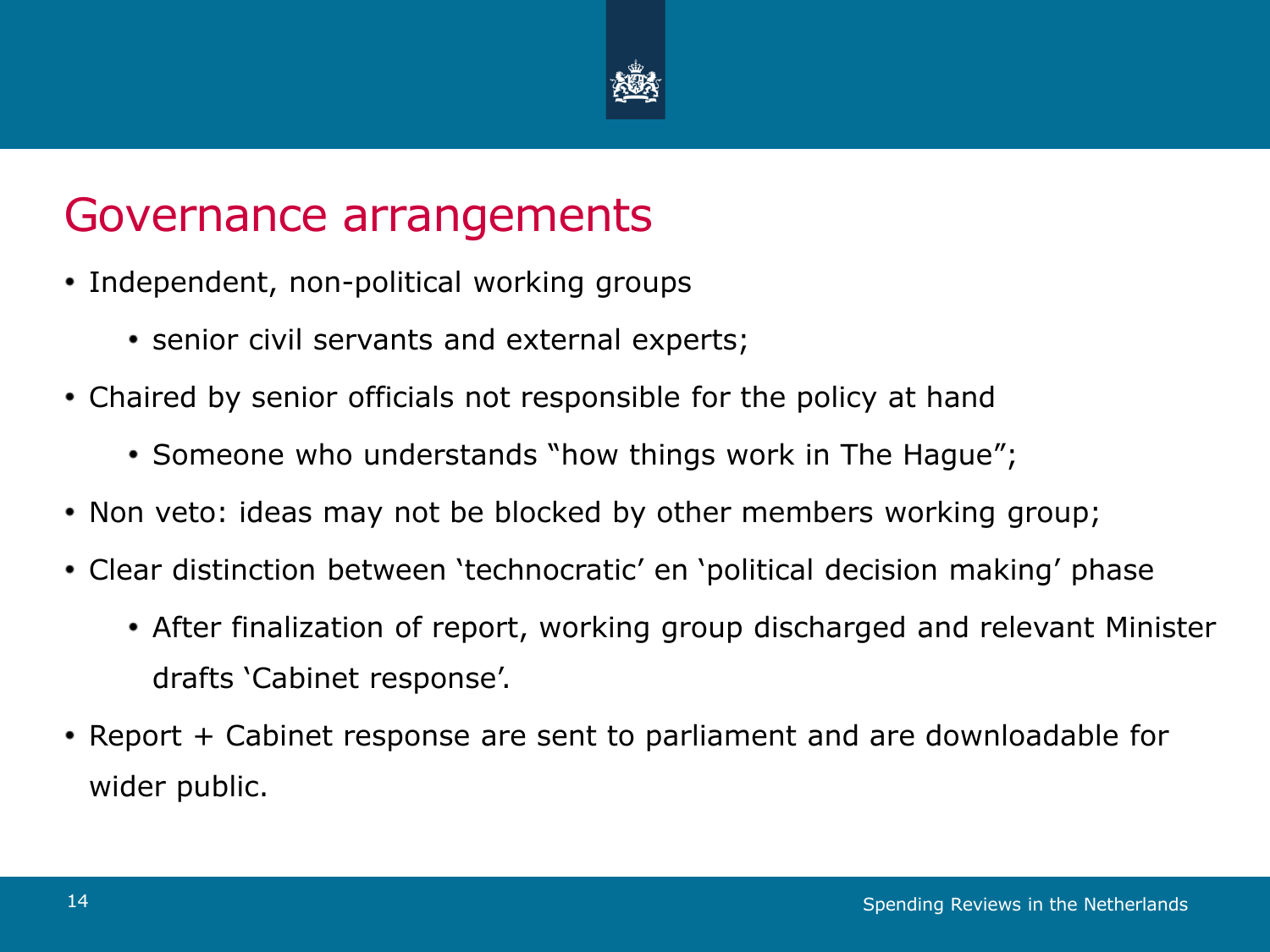# Governance arrangements

- Independent, non-political working groups
  - senior civil servants and external experts;
- Chaired by senior officials not responsible for the policy at hand
  - Someone who understands "how things work in The Hague";
- Non veto: ideas may not be blocked by other members working group;
- Clear distinction between 'technocratic' en 'political decision making' phase
  - After finalization of report, working group discharged and relevant Minister drafts 'Cabinet response'.
- Report + Cabinet response are sent to parliament and are downloadable for wider public.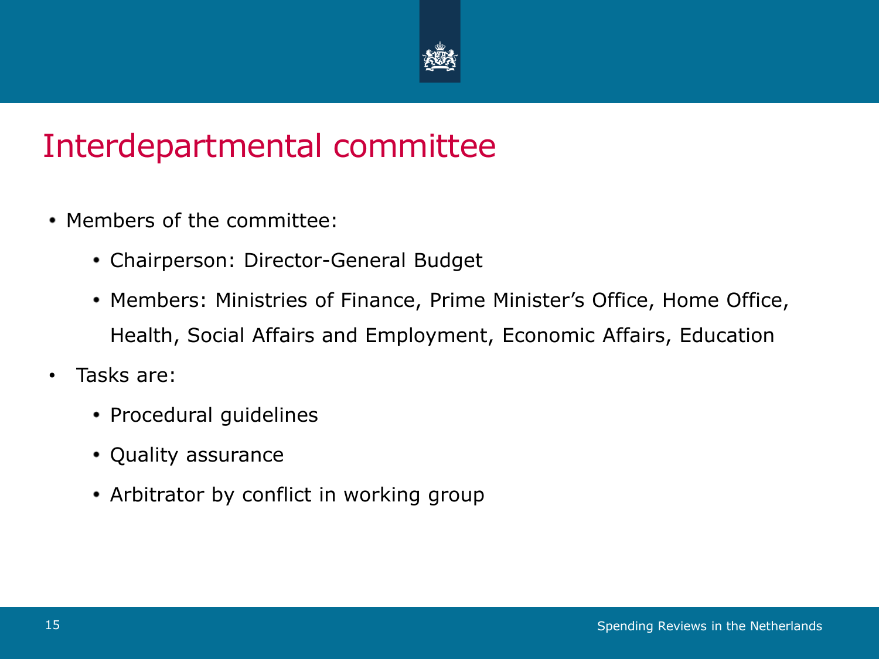# Interdepartmental committee

- Members of the committee:
  - Chairperson: Director-General Budget
  - Members: Ministries of Finance, Prime Minister's Office, Home Office, Health, Social Affairs and Employment, Economic Affairs, Education
- Tasks are:
  - Procedural guidelines
  - Quality assurance
  - Arbitrator by conflict in working group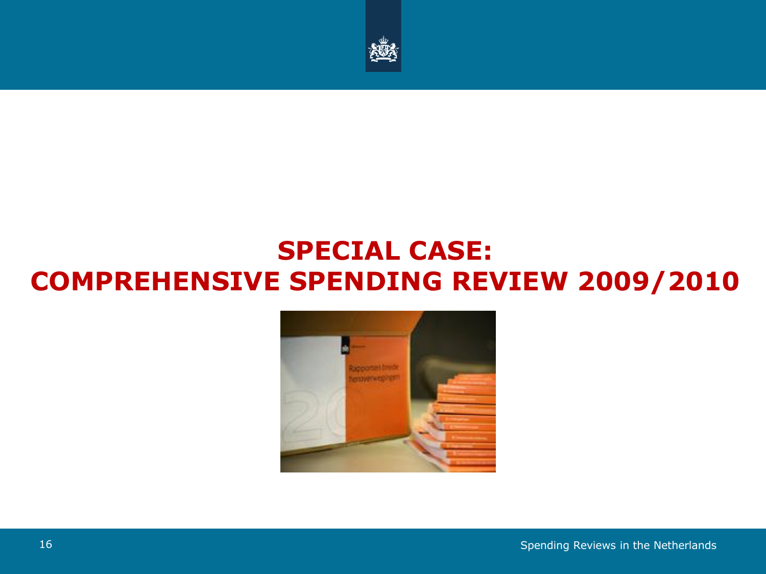# SPECIAL CASE:
# COMPREHENSIVE SPENDING REVIEW 2009/2010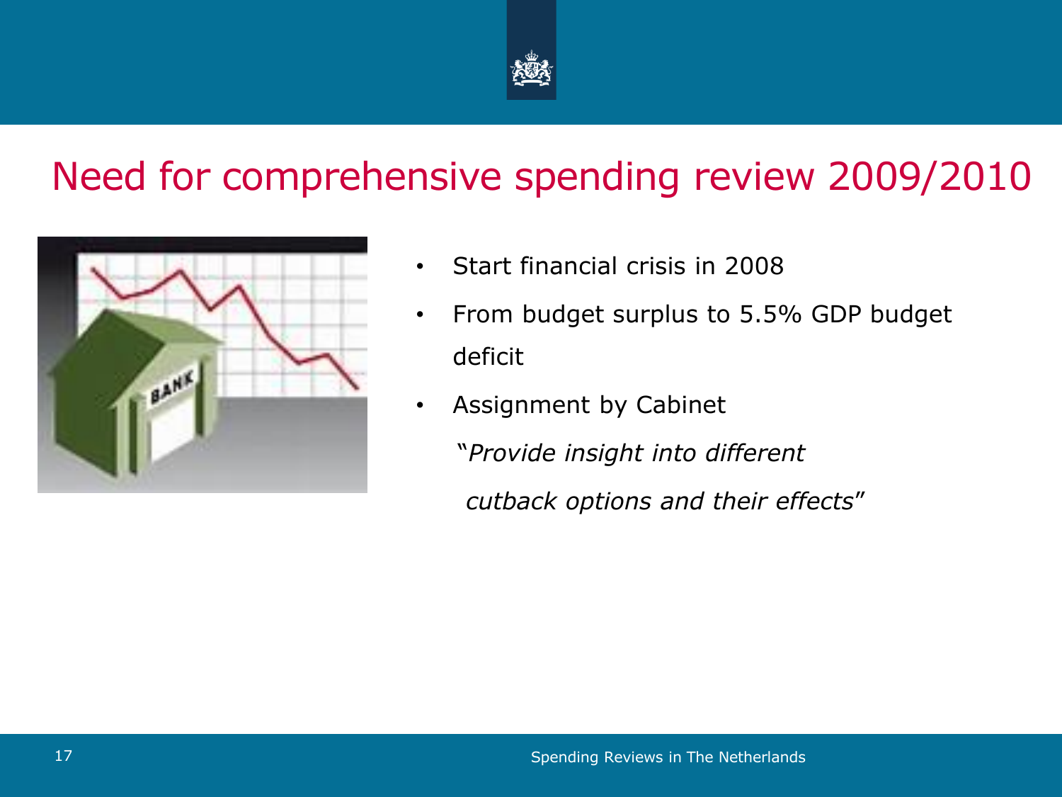# Need for comprehensive spending review 2009/2010

- Start financial crisis in 2008
- From budget surplus to 5.5% GDP budget deficit
- Assignment by Cabinet

  "*Provide insight into different cutback options and their effects*"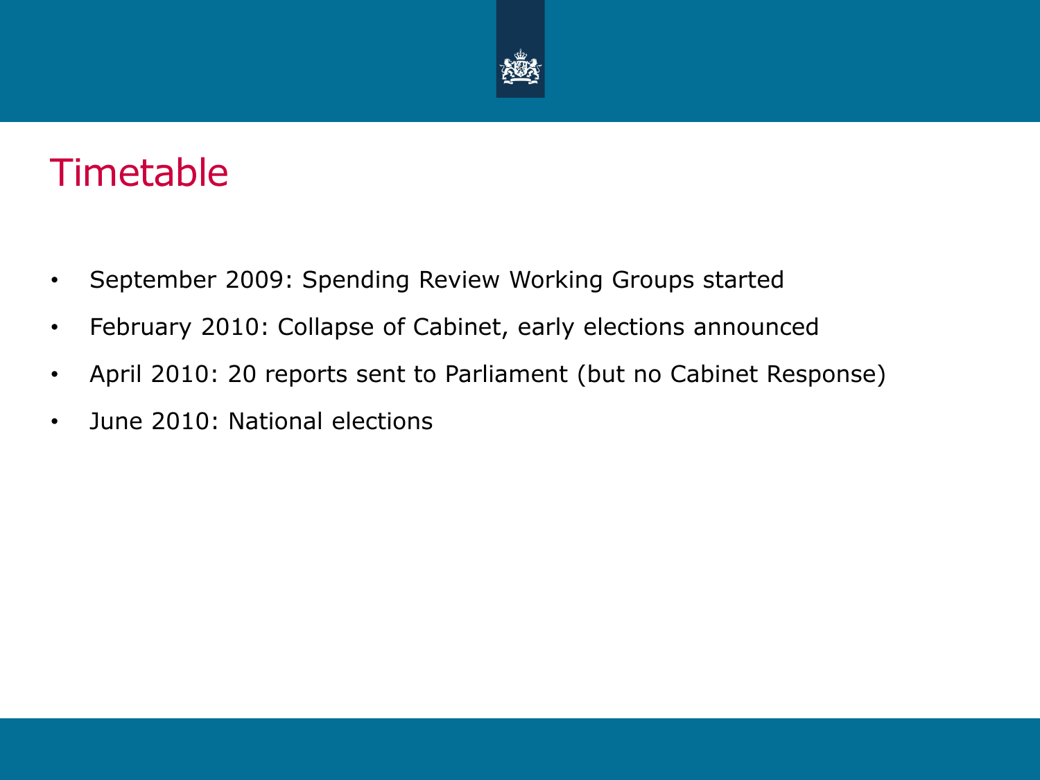# Timetable

- September 2009: Spending Review Working Groups started
- February 2010: Collapse of Cabinet, early elections announced
- April 2010: 20 reports sent to Parliament (but no Cabinet Response)
- June 2010: National elections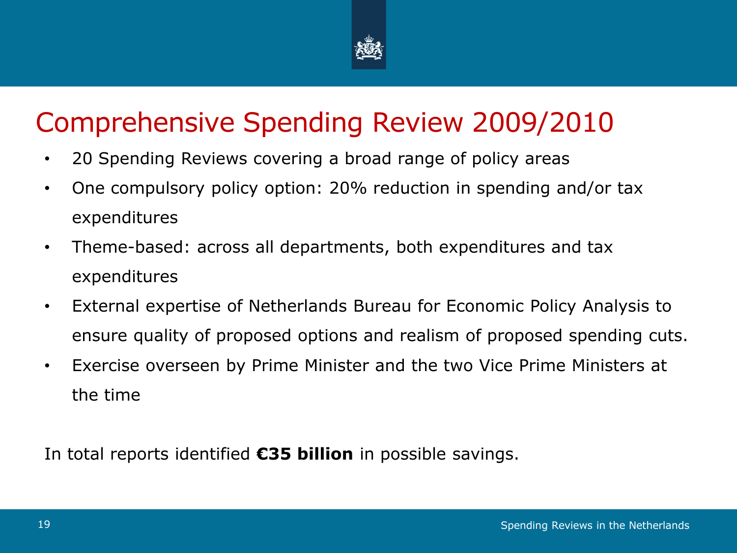# Comprehensive Spending Review 2009/2010

- 20 Spending Reviews covering a broad range of policy areas
- One compulsory policy option: 20% reduction in spending and/or tax expenditures
- Theme-based: across all departments, both expenditures and tax expenditures
- External expertise of Netherlands Bureau for Economic Policy Analysis to ensure quality of proposed options and realism of proposed spending cuts.
- Exercise overseen by Prime Minister and the two Vice Prime Ministers at the time

In total reports identified **€35 billion** in possible savings.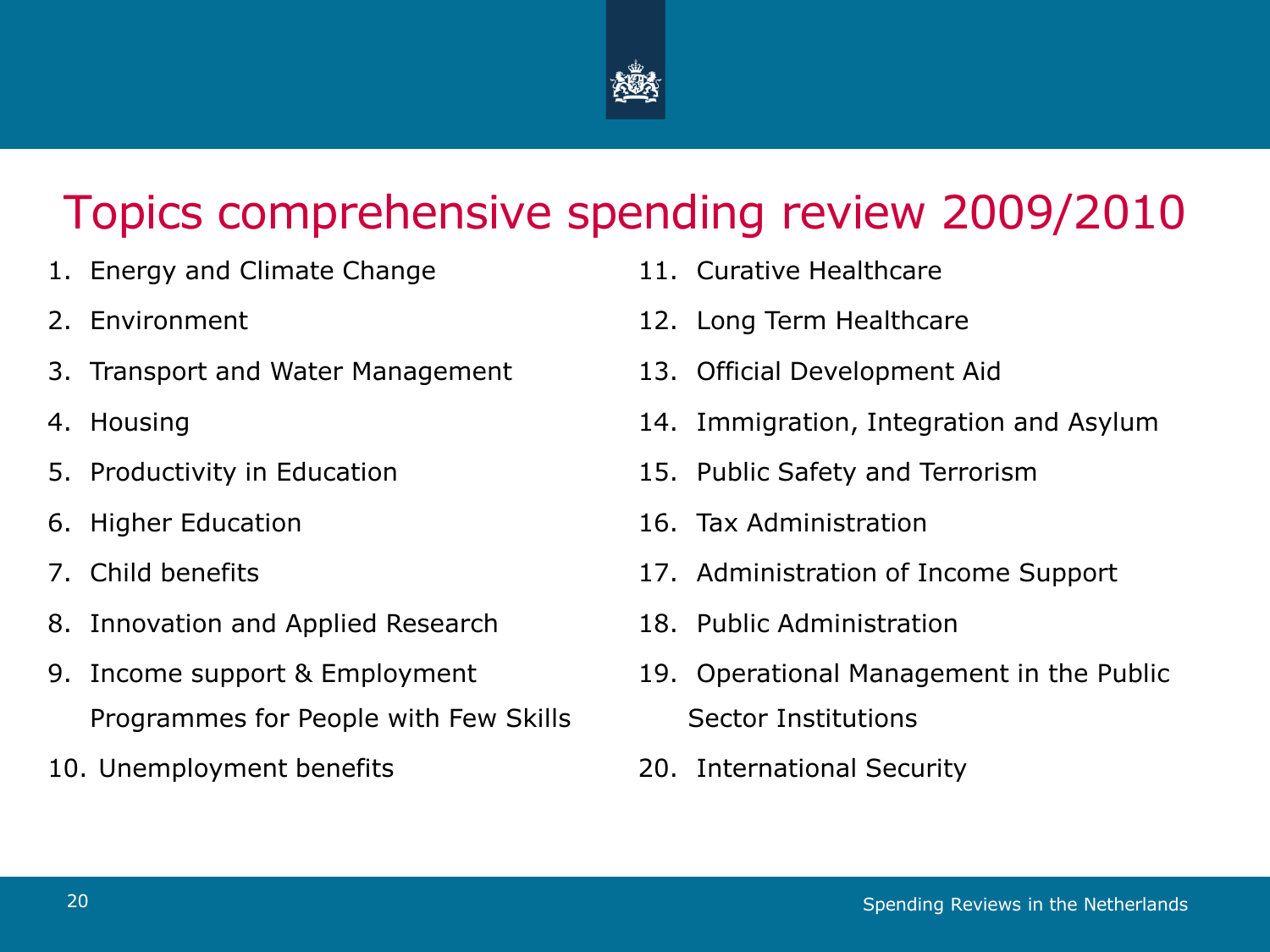# Topics comprehensive spending review 2009/2010

1. Energy and Climate Change
2. Environment
3. Transport and Water Management
4. Housing
5. Productivity in Education
6. Higher Education
7. Child benefits
8. Innovation and Applied Research
9. Income support & Employment Programmes for People with Few Skills
10. Unemployment benefits
11. Curative Healthcare
12. Long Term Healthcare
13. Official Development Aid
14. Immigration, Integration and Asylum
15. Public Safety and Terrorism
16. Tax Administration
17. Administration of Income Support
18. Public Administration
19. Operational Management in the Public Sector Institutions
20. International Security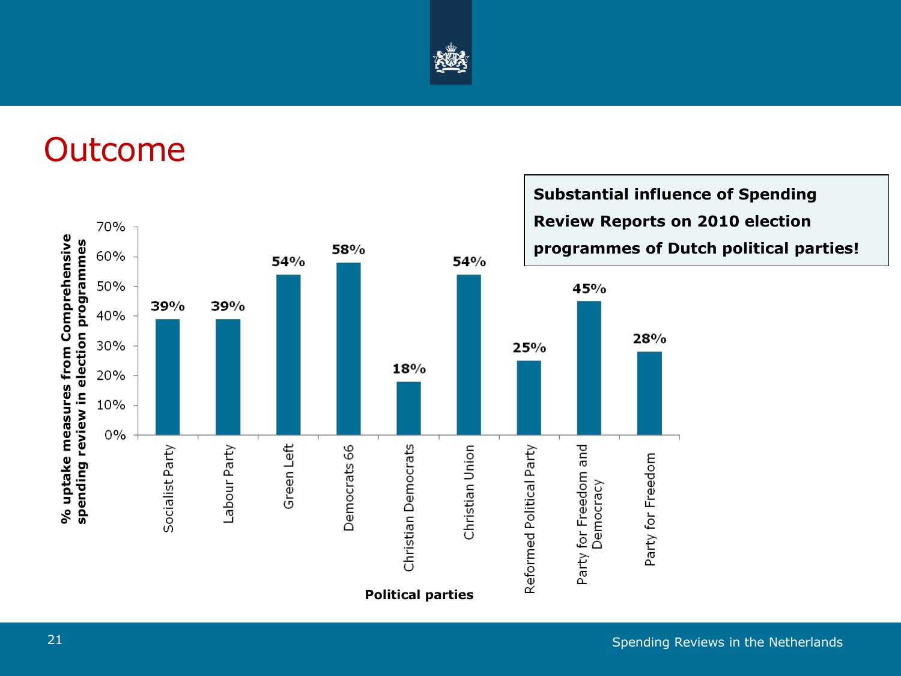# Outcome

**Substantial influence of Spending Review Reports on 2010 election programmes of Dutch political parties!**

| Political parties | % uptake measures from Comprehensive spending review in election programmes |
| --- | --- |
| Socialist Party | 39% |
| Labour Party | 39% |
| Green Left | 54% |
| Democrats 66 | 58% |
| Christian Democrats | 18% |
| Christian Union | 54% |
| Reformed Political Party | 25% |
| Party for Freedom and Democracy | 45% |
| Party for Freedom | 28% |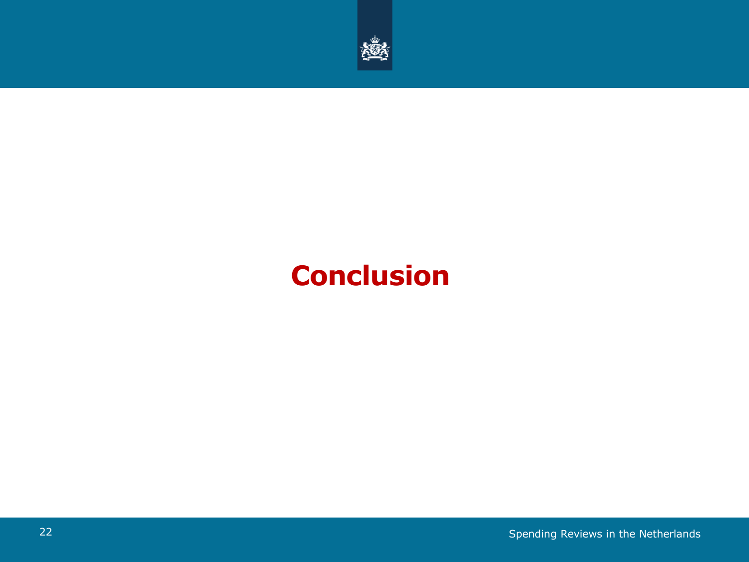# Conclusion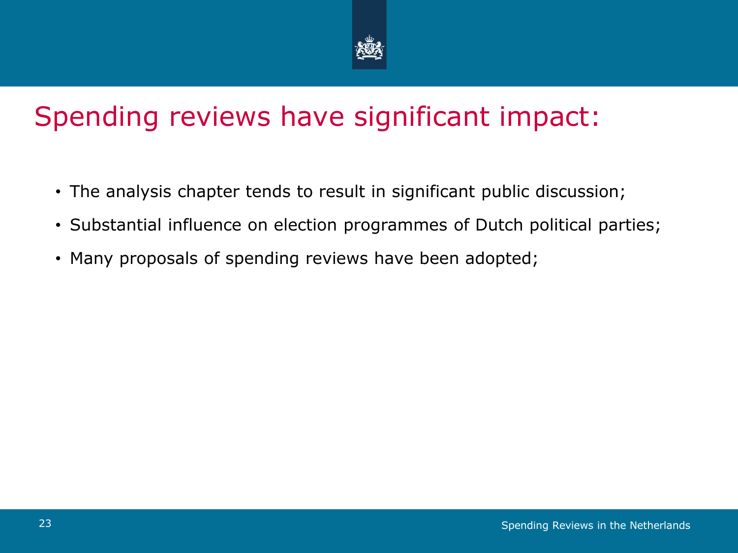# Spending reviews have significant impact:

- The analysis chapter tends to result in significant public discussion;
- Substantial influence on election programmes of Dutch political parties;
- Many proposals of spending reviews have been adopted;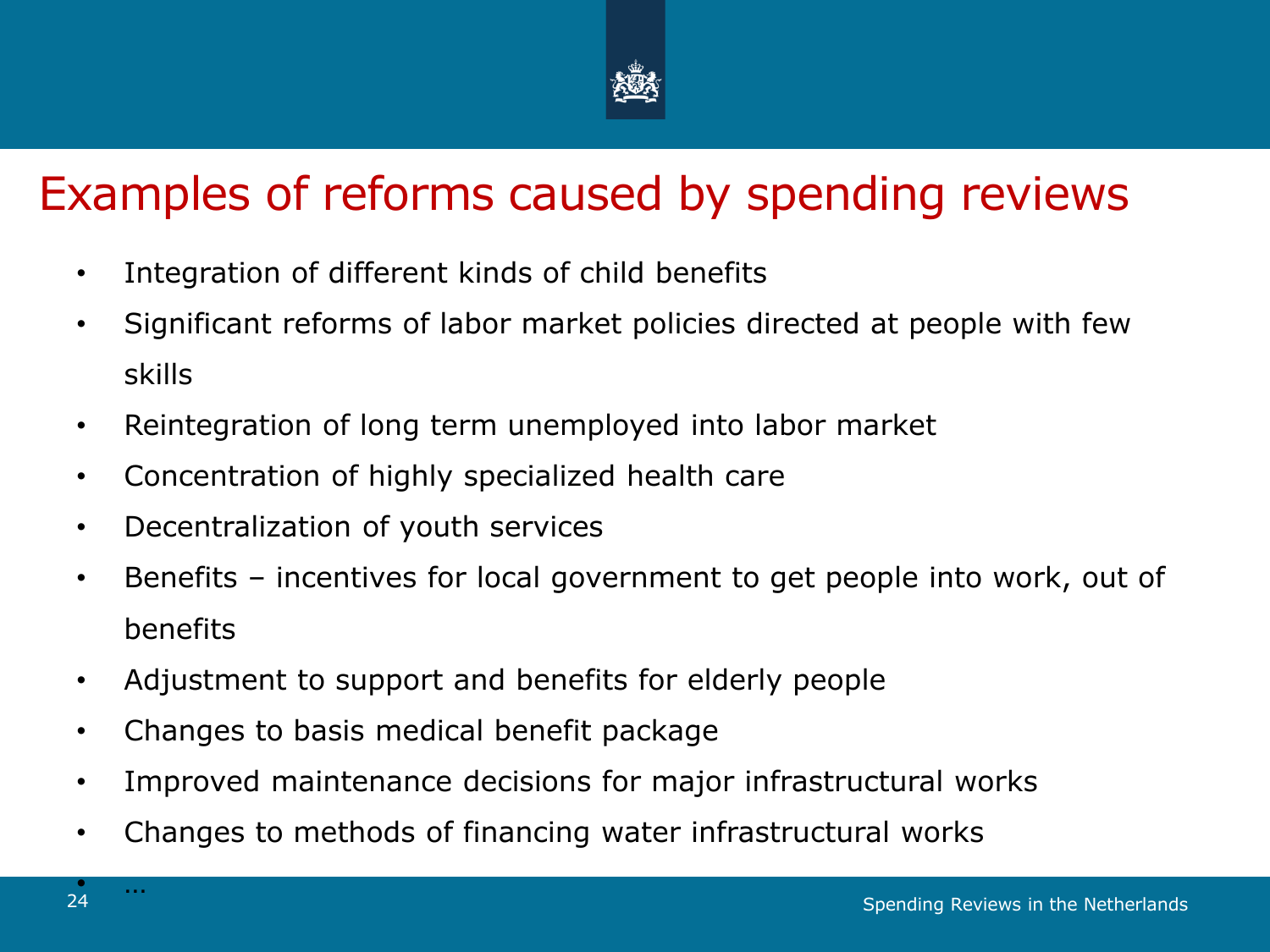# Examples of reforms caused by spending reviews

- Integration of different kinds of child benefits
- Significant reforms of labor market policies directed at people with few skills
- Reintegration of long term unemployed into labor market
- Concentration of highly specialized health care
- Decentralization of youth services
- Benefits – incentives for local government to get people into work, out of benefits
- Adjustment to support and benefits for elderly people
- Changes to basis medical benefit package
- Improved maintenance decisions for major infrastructural works
- Changes to methods of financing water infrastructural works
- …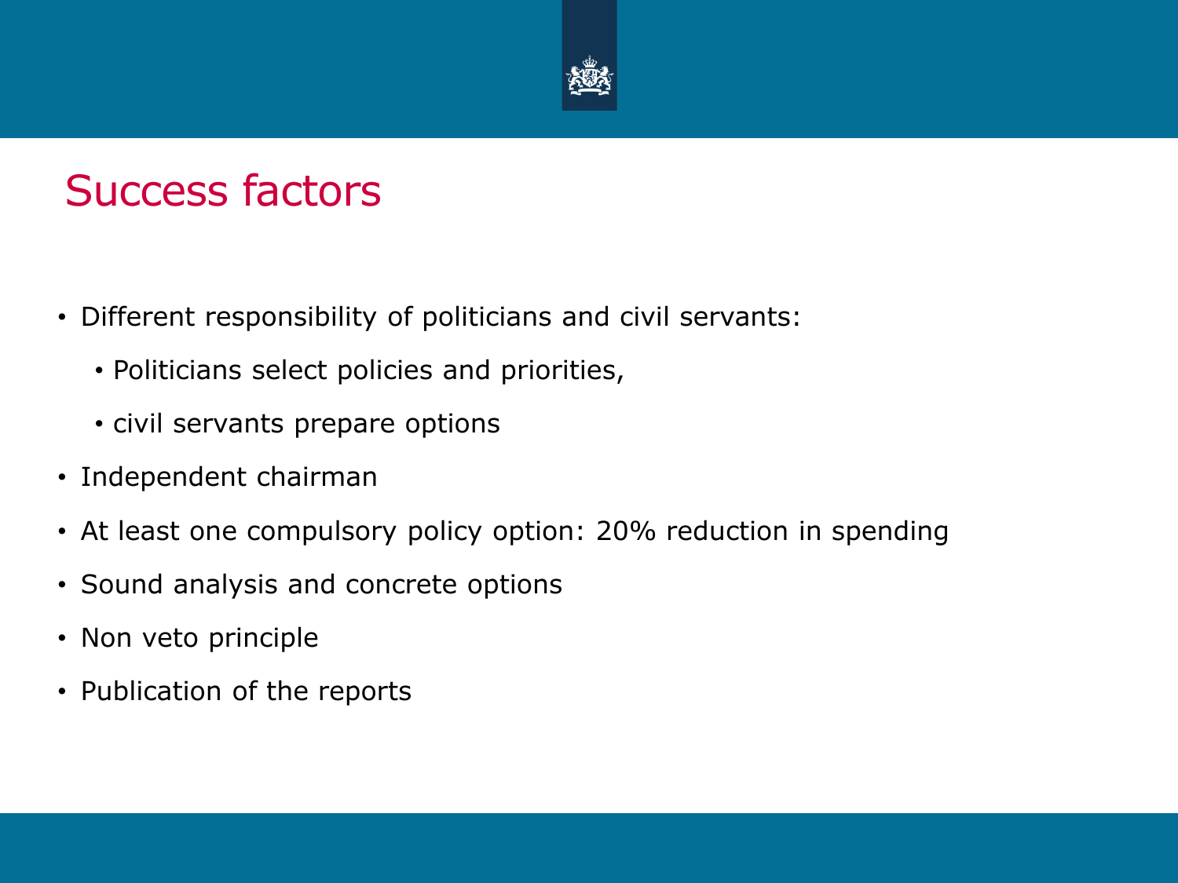# Success factors

- Different responsibility of politicians and civil servants:
  - Politicians select policies and priorities,
  - civil servants prepare options
- Independent chairman
- At least one compulsory policy option: 20% reduction in spending
- Sound analysis and concrete options
- Non veto principle
- Publication of the reports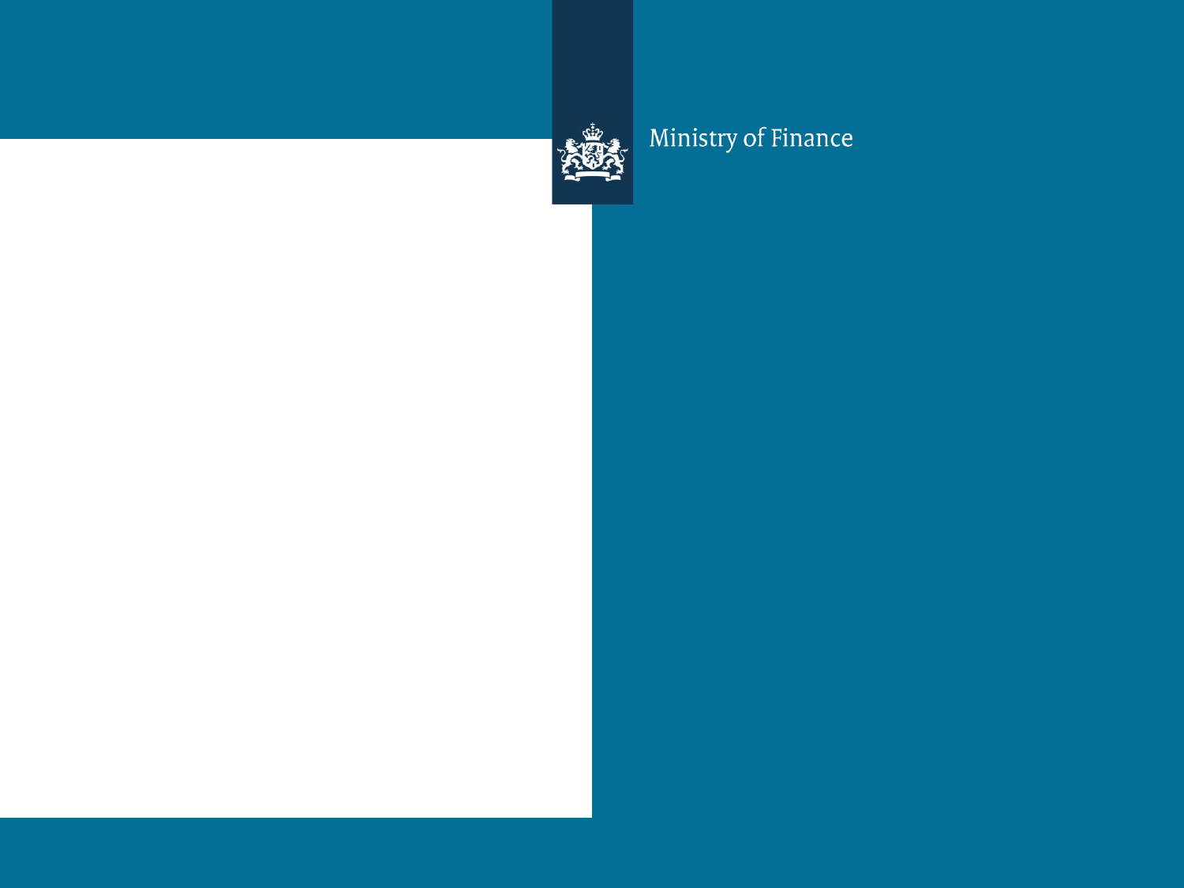Ministry of Finance